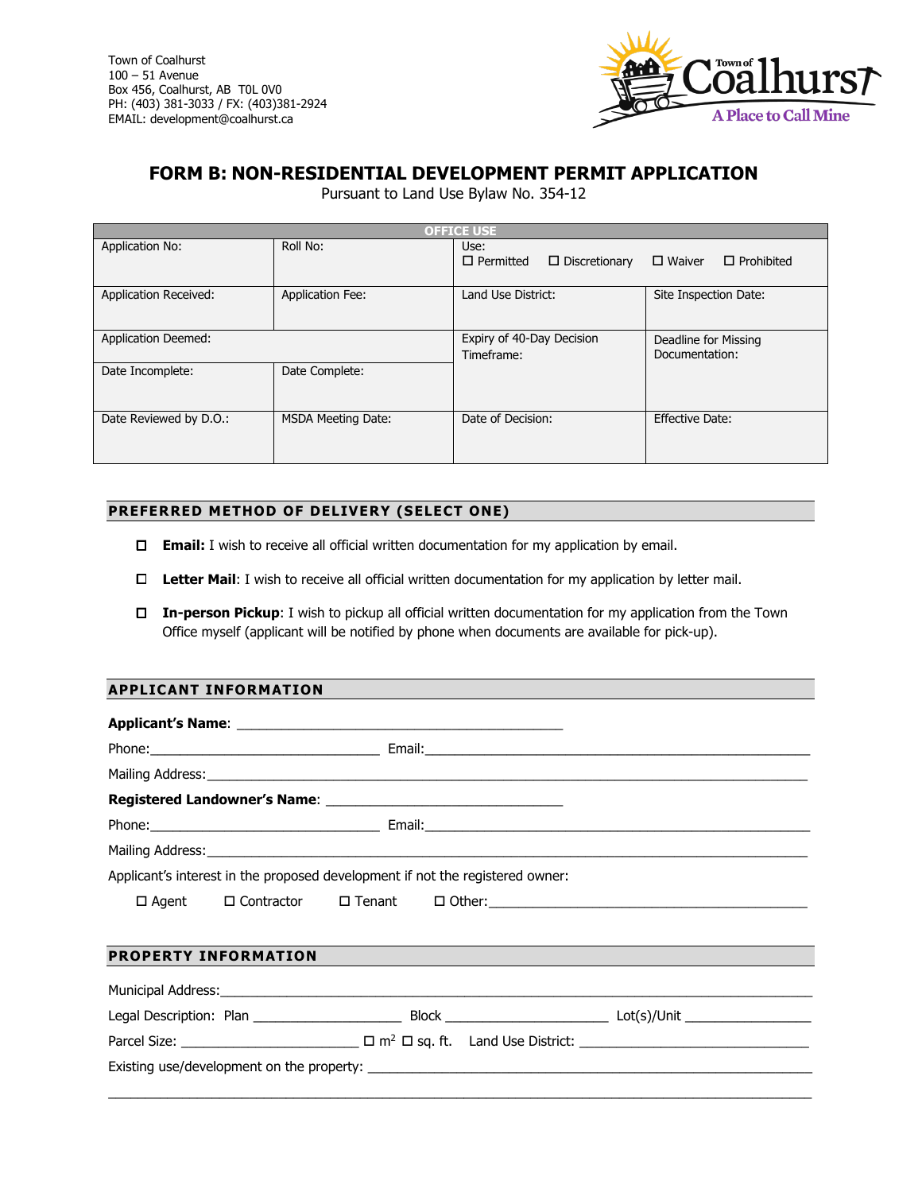Town of Coalhurst
100 – 51 Avenue
Box 456, Coalhurst, AB T0L 0V0
PH: (403) 381-3033 / FX: (403)381-2924
EMAIL: development@coalhurst.ca

# FORM B: NON-RESIDENTIAL DEVELOPMENT PERMIT APPLICATION

Pursuant to Land Use Bylaw No. 354-12

| OFFICE USE | | | |
|---|---|---|---|
| Application No: | Roll No: | Use: ☐ Permitted ☐ Discretionary ☐ Waiver ☐ Prohibited | |
| Application Received: | Application Fee: | Land Use District: | Site Inspection Date: |
| Application Deemed: | | Expiry of 40-Day Decision Timeframe: | Deadline for Missing Documentation: |
| Date Incomplete: | Date Complete: | | |
| Date Reviewed by D.O.: | MSDA Meeting Date: | Date of Decision: | Effective Date: |

## PREFERRED METHOD OF DELIVERY (SELECT ONE)

☐ **Email:** I wish to receive all official written documentation for my application by email.

☐ **Letter Mail**: I wish to receive all official written documentation for my application by letter mail.

☐ **In-person Pickup**: I wish to pickup all official written documentation for my application from the Town Office myself (applicant will be notified by phone when documents are available for pick-up).

## APPLICANT INFORMATION

**Applicant's Name**: ___________________________________________

Phone:_______________________________ Email:_______________________________________________________

Mailing Address:_______________________________________________________________________________

**Registered Landowner's Name**: _______________________________

Phone:_______________________________ Email:_______________________________________________________

Mailing Address:_______________________________________________________________________________

Applicant's interest in the proposed development if not the registered owner:

☐ Agent ☐ Contractor ☐ Tenant ☐ Other:_____________________________________________

## PROPERTY INFORMATION

Municipal Address:______________________________________________________________________________

Legal Description: Plan ____________________ Block ______________________ Lot(s)/Unit _________________

Parcel Size: ________________________ ☐ $m^2$ ☐ sq. ft. Land Use District: _______________________________

Existing use/development on the property: _____________________________________________________________

_________________________________________________________________________________________________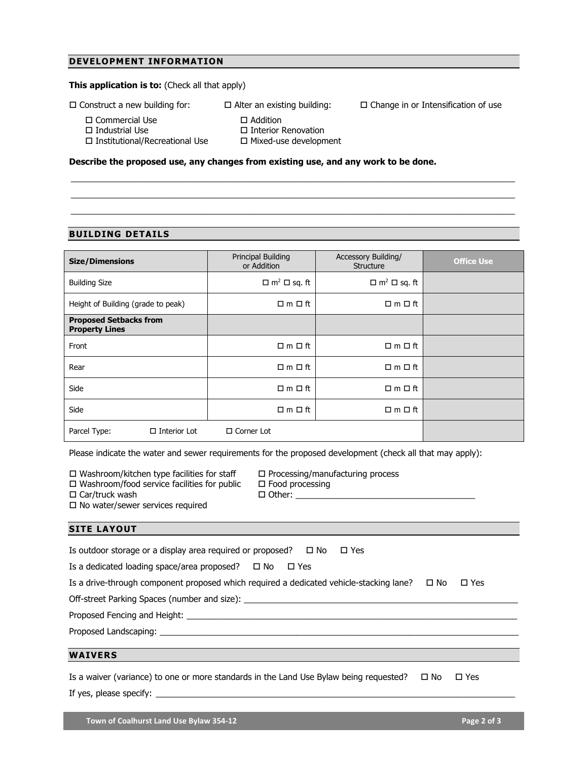## DEVELOPMENT INFORMATION

**This application is to:** (Check all that apply)

☐ Construct a new building for:
- ☐ Commercial Use
- ☐ Industrial Use
- ☐ Institutional/Recreational Use

☐ Alter an existing building:
- ☐ Addition
- ☐ Interior Renovation
- ☐ Mixed-use development

☐ Change in or Intensification of use

**Describe the proposed use, any changes from existing use, and any work to be done.**

\_\_\_\_\_\_\_\_\_\_\_\_\_\_\_\_\_\_\_\_\_\_\_\_\_\_\_\_\_\_\_\_\_\_\_\_\_\_\_\_\_\_\_\_\_\_\_\_\_\_\_\_\_\_\_\_\_\_\_\_\_\_\_\_\_\_\_\_\_\_\_\_

\_\_\_\_\_\_\_\_\_\_\_\_\_\_\_\_\_\_\_\_\_\_\_\_\_\_\_\_\_\_\_\_\_\_\_\_\_\_\_\_\_\_\_\_\_\_\_\_\_\_\_\_\_\_\_\_\_\_\_\_\_\_\_\_\_\_\_\_\_\_\_\_

\_\_\_\_\_\_\_\_\_\_\_\_\_\_\_\_\_\_\_\_\_\_\_\_\_\_\_\_\_\_\_\_\_\_\_\_\_\_\_\_\_\_\_\_\_\_\_\_\_\_\_\_\_\_\_\_\_\_\_\_\_\_\_\_\_\_\_\_\_\_\_\_

## BUILDING DETAILS

| **Size/Dimensions** | Principal Building or Addition | Accessory Building/ Structure | **Office Use** |
|---|---|---|---|
| Building Size | ☐ $m^2$ ☐ sq. ft | ☐ $m^2$ ☐ sq. ft | |
| Height of Building (grade to peak) | ☐ m ☐ ft | ☐ m ☐ ft | |
| **Proposed Setbacks from Property Lines** | | | |
| Front | ☐ m ☐ ft | ☐ m ☐ ft | |
| Rear | ☐ m ☐ ft | ☐ m ☐ ft | |
| Side | ☐ m ☐ ft | ☐ m ☐ ft | |
| Side | ☐ m ☐ ft | ☐ m ☐ ft | |
| Parcel Type: ☐ Interior Lot | ☐ Corner Lot | | |

Please indicate the water and sewer requirements for the proposed development (check all that may apply):

- ☐ Washroom/kitchen type facilities for staff
- ☐ Washroom/food service facilities for public
- ☐ Car/truck wash
- ☐ No water/sewer services required
- ☐ Processing/manufacturing process
- ☐ Food processing
- ☐ Other: \_\_\_\_\_\_\_\_\_\_\_\_\_\_\_\_\_\_\_\_\_\_\_\_\_\_\_\_\_\_\_\_\_\_\_\_\_\_

## SITE LAYOUT

Is outdoor storage or a display area required or proposed? ☐ No ☐ Yes

Is a dedicated loading space/area proposed? ☐ No ☐ Yes

Is a drive-through component proposed which required a dedicated vehicle-stacking lane? ☐ No ☐ Yes

Off-street Parking Spaces (number and size): \_\_\_\_\_\_\_\_\_\_\_\_\_\_\_\_\_\_\_\_\_\_\_\_\_\_\_\_\_\_\_\_\_\_\_\_\_\_\_\_\_\_\_\_\_\_\_\_

Proposed Fencing and Height: \_\_\_\_\_\_\_\_\_\_\_\_\_\_\_\_\_\_\_\_\_\_\_\_\_\_\_\_\_\_\_\_\_\_\_\_\_\_\_\_\_\_\_\_\_\_\_\_\_\_\_\_\_\_\_\_

Proposed Landscaping: \_\_\_\_\_\_\_\_\_\_\_\_\_\_\_\_\_\_\_\_\_\_\_\_\_\_\_\_\_\_\_\_\_\_\_\_\_\_\_\_\_\_\_\_\_\_\_\_\_\_\_\_\_\_\_\_\_\_\_\_

## WAIVERS

Is a waiver (variance) to one or more standards in the Land Use Bylaw being requested? ☐ No ☐ Yes

If yes, please specify: \_\_\_\_\_\_\_\_\_\_\_\_\_\_\_\_\_\_\_\_\_\_\_\_\_\_\_\_\_\_\_\_\_\_\_\_\_\_\_\_\_\_\_\_\_\_\_\_\_\_\_\_\_\_\_\_\_\_\_\_\_\_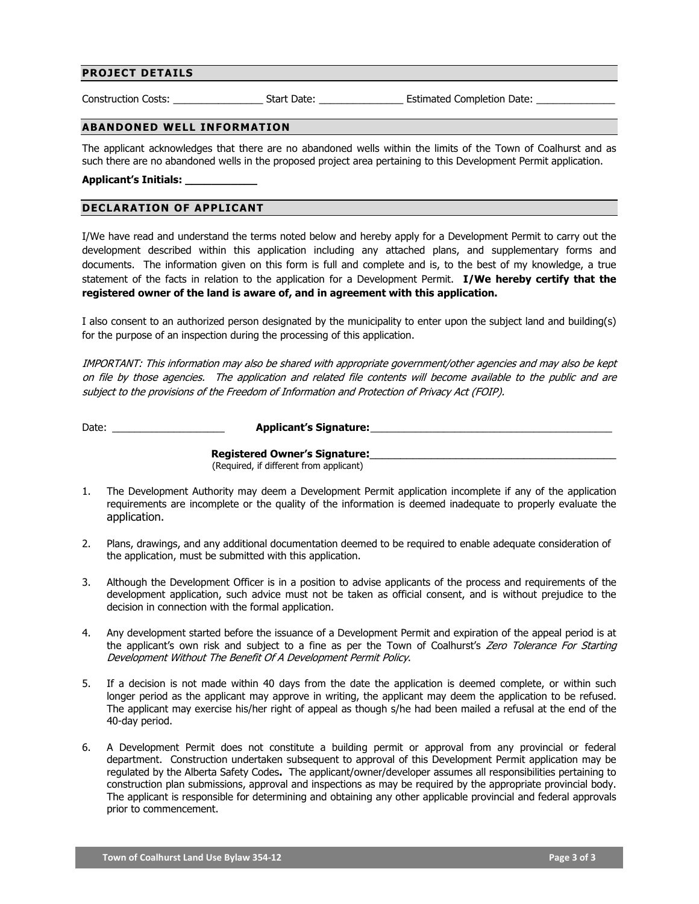## PROJECT DETAILS

Construction Costs: ________________ Start Date: _______________ Estimated Completion Date: ______________

## ABANDONED WELL INFORMATION

The applicant acknowledges that there are no abandoned wells within the limits of the Town of Coalhurst and as such there are no abandoned wells in the proposed project area pertaining to this Development Permit application.

**Applicant's Initials: ___________**

## DECLARATION OF APPLICANT

I/We have read and understand the terms noted below and hereby apply for a Development Permit to carry out the development described within this application including any attached plans, and supplementary forms and documents. The information given on this form is full and complete and is, to the best of my knowledge, a true statement of the facts in relation to the application for a Development Permit. **I/We hereby certify that the registered owner of the land is aware of, and in agreement with this application.**

I also consent to an authorized person designated by the municipality to enter upon the subject land and building(s) for the purpose of an inspection during the processing of this application.

*IMPORTANT: This information may also be shared with appropriate government/other agencies and may also be kept on file by those agencies. The application and related file contents will become available to the public and are subject to the provisions of the Freedom of Information and Protection of Privacy Act (FOIP).*

Date: ____________________ **Applicant's Signature:**___________________________________________

**Registered Owner's Signature:**__________________________________________
(Required, if different from applicant)

1. The Development Authority may deem a Development Permit application incomplete if any of the application requirements are incomplete or the quality of the information is deemed inadequate to properly evaluate the application.

2. Plans, drawings, and any additional documentation deemed to be required to enable adequate consideration of the application, must be submitted with this application.

3. Although the Development Officer is in a position to advise applicants of the process and requirements of the development application, such advice must not be taken as official consent, and is without prejudice to the decision in connection with the formal application.

4. Any development started before the issuance of a Development Permit and expiration of the appeal period is at the applicant's own risk and subject to a fine as per the Town of Coalhurst's *Zero Tolerance For Starting Development Without The Benefit Of A Development Permit Policy*.

5. If a decision is not made within 40 days from the date the application is deemed complete, or within such longer period as the applicant may approve in writing, the applicant may deem the application to be refused. The applicant may exercise his/her right of appeal as though s/he had been mailed a refusal at the end of the 40-day period.

6. A Development Permit does not constitute a building permit or approval from any provincial or federal department. Construction undertaken subsequent to approval of this Development Permit application may be regulated by the Alberta Safety Codes**.** The applicant/owner/developer assumes all responsibilities pertaining to construction plan submissions, approval and inspections as may be required by the appropriate provincial body. The applicant is responsible for determining and obtaining any other applicable provincial and federal approvals prior to commencement.